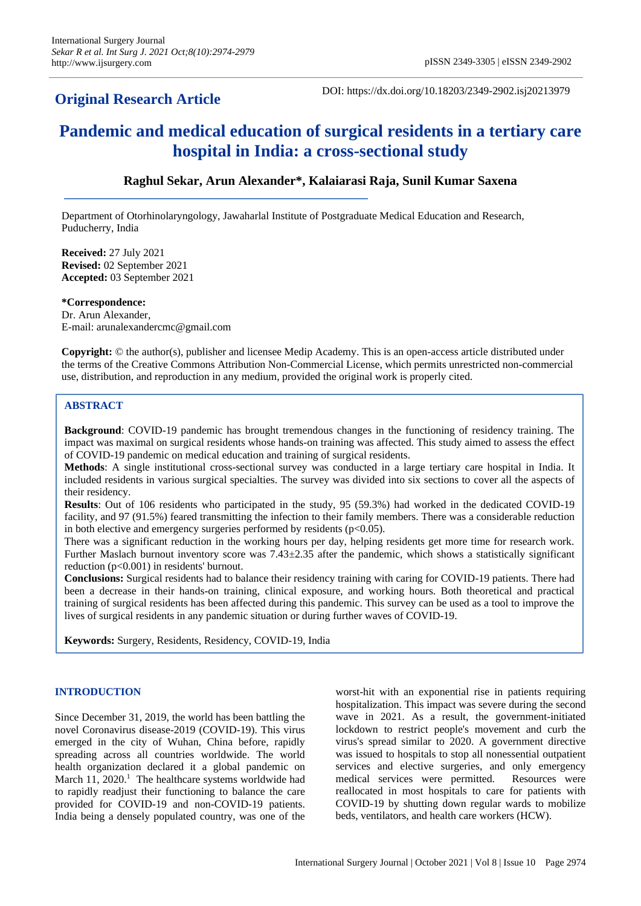## Original Research Article

DOI: https://dx.doi.org/10.18203/2349-2902.isj20213979

# Pandemic and medical education of surgical residents in a tertiary care hospital in India: a cross-sectional study

**Raghul Sekar, Arun Alexander\*, Kalaiarasi Raja, Sunil Kumar Saxena**

Department of Otorhinolaryngology, Jawaharlal Institute of Postgraduate Medical Education and Research, Puducherry, India

**Received:** 27 July 2021
**Revised:** 02 September 2021
**Accepted:** 03 September 2021

**\*Correspondence:**
Dr. Arun Alexander,
E-mail: arunalexandercmc@gmail.com

**Copyright:** © the author(s), publisher and licensee Medip Academy. This is an open-access article distributed under the terms of the Creative Commons Attribution Non-Commercial License, which permits unrestricted non-commercial use, distribution, and reproduction in any medium, provided the original work is properly cited.

## ABSTRACT

**Background**: COVID-19 pandemic has brought tremendous changes in the functioning of residency training. The impact was maximal on surgical residents whose hands-on training was affected. This study aimed to assess the effect of COVID-19 pandemic on medical education and training of surgical residents.

**Methods**: A single institutional cross-sectional survey was conducted in a large tertiary care hospital in India. It included residents in various surgical specialties. The survey was divided into six sections to cover all the aspects of their residency.

**Results**: Out of 106 residents who participated in the study, 95 (59.3%) had worked in the dedicated COVID-19 facility, and 97 (91.5%) feared transmitting the infection to their family members. There was a considerable reduction in both elective and emergency surgeries performed by residents ($p<0.05$).
There was a significant reduction in the working hours per day, helping residents get more time for research work. Further Maslach burnout inventory score was $7.43 \pm 2.35$ after the pandemic, which shows a statistically significant reduction ($p<0.001$) in residents' burnout.

**Conclusions:** Surgical residents had to balance their residency training with caring for COVID-19 patients. There had been a decrease in their hands-on training, clinical exposure, and working hours. Both theoretical and practical training of surgical residents has been affected during this pandemic. This survey can be used as a tool to improve the lives of surgical residents in any pandemic situation or during further waves of COVID-19.

**Keywords:** Surgery, Residents, Residency, COVID-19, India

## INTRODUCTION

Since December 31, 2019, the world has been battling the novel Coronavirus disease-2019 (COVID-19). This virus emerged in the city of Wuhan, China before, rapidly spreading across all countries worldwide. The world health organization declared it a global pandemic on March 11, 2020.[1] The healthcare systems worldwide had to rapidly readjust their functioning to balance the care provided for COVID-19 and non-COVID-19 patients. India being a densely populated country, was one of the worst-hit with an exponential rise in patients requiring hospitalization. This impact was severe during the second wave in 2021. As a result, the government-initiated lockdown to restrict people's movement and curb the virus's spread similar to 2020. A government directive was issued to hospitals to stop all nonessential outpatient services and elective surgeries, and only emergency medical services were permitted. Resources were reallocated in most hospitals to care for patients with COVID-19 by shutting down regular wards to mobilize beds, ventilators, and health care workers (HCW).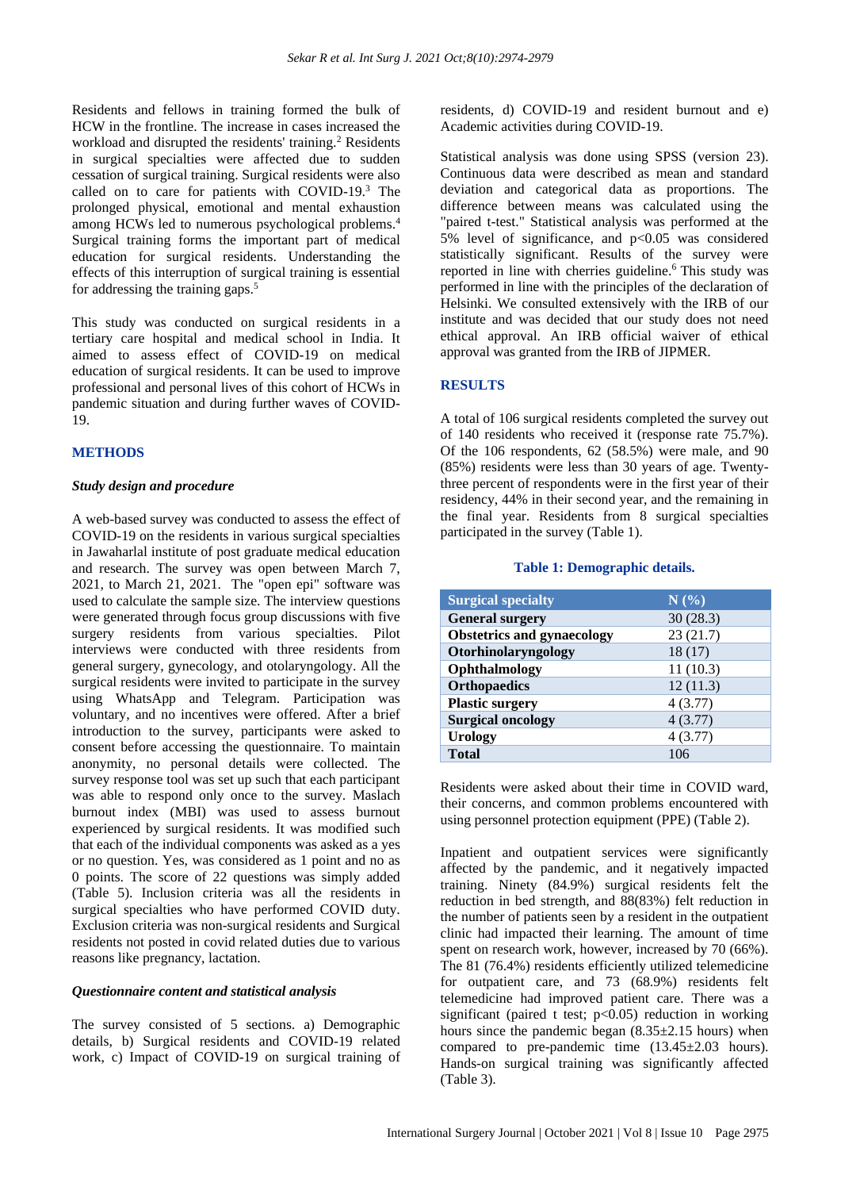Residents and fellows in training formed the bulk of HCW in the frontline. The increase in cases increased the workload and disrupted the residents' training.[2] Residents in surgical specialties were affected due to sudden cessation of surgical training. Surgical residents were also called on to care for patients with COVID-19.[3] The prolonged physical, emotional and mental exhaustion among HCWs led to numerous psychological problems.[4] Surgical training forms the important part of medical education for surgical residents. Understanding the effects of this interruption of surgical training is essential for addressing the training gaps.[5]

This study was conducted on surgical residents in a tertiary care hospital and medical school in India. It aimed to assess effect of COVID-19 on medical education of surgical residents. It can be used to improve professional and personal lives of this cohort of HCWs in pandemic situation and during further waves of COVID-19.

## METHODS

### *Study design and procedure*

A web-based survey was conducted to assess the effect of COVID-19 on the residents in various surgical specialties in Jawaharlal institute of post graduate medical education and research. The survey was open between March 7, 2021, to March 21, 2021. The "open epi" software was used to calculate the sample size. The interview questions were generated through focus group discussions with five surgery residents from various specialties. Pilot interviews were conducted with three residents from general surgery, gynecology, and otolaryngology. All the surgical residents were invited to participate in the survey using WhatsApp and Telegram. Participation was voluntary, and no incentives were offered. After a brief introduction to the survey, participants were asked to consent before accessing the questionnaire. To maintain anonymity, no personal details were collected. The survey response tool was set up such that each participant was able to respond only once to the survey. Maslach burnout index (MBI) was used to assess burnout experienced by surgical residents. It was modified such that each of the individual components was asked as a yes or no question. Yes, was considered as 1 point and no as 0 points. The score of 22 questions was simply added (Table 5). Inclusion criteria was all the residents in surgical specialties who have performed COVID duty. Exclusion criteria was non-surgical residents and Surgical residents not posted in covid related duties due to various reasons like pregnancy, lactation.

### *Questionnaire content and statistical analysis*

The survey consisted of 5 sections. a) Demographic details, b) Surgical residents and COVID-19 related work, c) Impact of COVID-19 on surgical training of residents, d) COVID-19 and resident burnout and e) Academic activities during COVID-19.

Statistical analysis was done using SPSS (version 23). Continuous data were described as mean and standard deviation and categorical data as proportions. The difference between means was calculated using the "paired t-test." Statistical analysis was performed at the 5% level of significance, and $p<0.05$ was considered statistically significant. Results of the survey were reported in line with cherries guideline.[6] This study was performed in line with the principles of the declaration of Helsinki. We consulted extensively with the IRB of our institute and was decided that our study does not need ethical approval. An IRB official waiver of ethical approval was granted from the IRB of JIPMER.

## RESULTS

A total of 106 surgical residents completed the survey out of 140 residents who received it (response rate 75.7%). Of the 106 respondents, 62 (58.5%) were male, and 90 (85%) residents were less than 30 years of age. Twenty-three percent of respondents were in the first year of their residency, 44% in their second year, and the remaining in the final year. Residents from 8 surgical specialties participated in the survey (Table 1).

**Table 1: Demographic details.**

| Surgical specialty | N (%) |
|---|---|
| **General surgery** | 30 (28.3) |
| **Obstetrics and gynaecology** | 23 (21.7) |
| **Otorhinolaryngology** | 18 (17) |
| **Ophthalmology** | 11 (10.3) |
| **Orthopaedics** | 12 (11.3) |
| **Plastic surgery** | 4 (3.77) |
| **Surgical oncology** | 4 (3.77) |
| **Urology** | 4 (3.77) |
| **Total** | 106 |

Residents were asked about their time in COVID ward, their concerns, and common problems encountered with using personnel protection equipment (PPE) (Table 2).

Inpatient and outpatient services were significantly affected by the pandemic, and it negatively impacted training. Ninety (84.9%) surgical residents felt the reduction in bed strength, and 88(83%) felt reduction in the number of patients seen by a resident in the outpatient clinic had impacted their learning. The amount of time spent on research work, however, increased by 70 (66%). The 81 (76.4%) residents efficiently utilized telemedicine for outpatient care, and 73 (68.9%) residents felt telemedicine had improved patient care. There was a significant (paired t test; $p<0.05$) reduction in working hours since the pandemic began (8.35±2.15 hours) when compared to pre-pandemic time (13.45±2.03 hours). Hands-on surgical training was significantly affected (Table 3).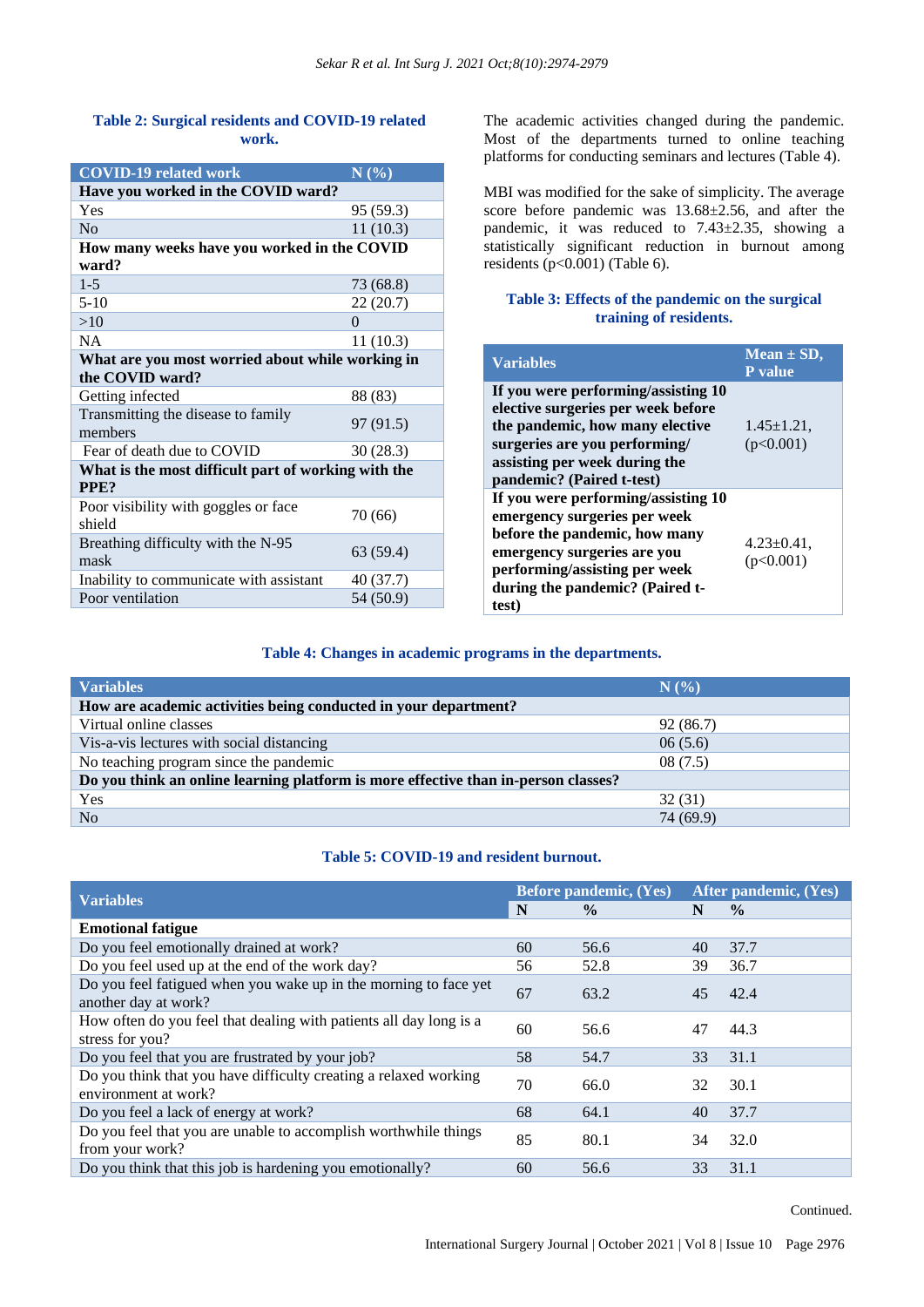**Table 2: Surgical residents and COVID-19 related work.**

| COVID-19 related work | N (%) |
|---|---|
| **Have you worked in the COVID ward?** | |
| Yes | 95 (59.3) |
| No | 11 (10.3) |
| **How many weeks have you worked in the COVID ward?** | |
| 1-5 | 73 (68.8) |
| 5-10 | 22 (20.7) |
| >10 | 0 |
| NA | 11 (10.3) |
| **What are you most worried about while working in the COVID ward?** | |
| Getting infected | 88 (83) |
| Transmitting the disease to family members | 97 (91.5) |
| Fear of death due to COVID | 30 (28.3) |
| **What is the most difficult part of working with the PPE?** | |
| Poor visibility with goggles or face shield | 70 (66) |
| Breathing difficulty with the N-95 mask | 63 (59.4) |
| Inability to communicate with assistant | 40 (37.7) |
| Poor ventilation | 54 (50.9) |

The academic activities changed during the pandemic. Most of the departments turned to online teaching platforms for conducting seminars and lectures (Table 4).

MBI was modified for the sake of simplicity. The average score before pandemic was 13.68±2.56, and after the pandemic, it was reduced to 7.43±2.35, showing a statistically significant reduction in burnout among residents ($p<0.001$) (Table 6).

**Table 3: Effects of the pandemic on the surgical training of residents.**

| Variables | Mean ± SD, P value |
|---|---|
| **If you were performing/assisting 10 elective surgeries per week before the pandemic, how many elective surgeries are you performing/ assisting per week during the pandemic? (Paired t-test)** | 1.45±1.21, ($p<0.001$) |
| **If you were performing/assisting 10 emergency surgeries per week before the pandemic, how many emergency surgeries are you performing/assisting per week during the pandemic? (Paired t-test)** | 4.23±0.41, ($p<0.001$) |

**Table 4: Changes in academic programs in the departments.**

| Variables | N (%) |
|---|---|
| **How are academic activities being conducted in your department?** | |
| Virtual online classes | 92 (86.7) |
| Vis-a-vis lectures with social distancing | 06 (5.6) |
| No teaching program since the pandemic | 08 (7.5) |
| **Do you think an online learning platform is more effective than in-person classes?** | |
| Yes | 32 (31) |
| No | 74 (69.9) |

**Table 5: COVID-19 and resident burnout.**

| Variables | Before pandemic, (Yes) | | After pandemic, (Yes) | |
|---|---|---|---|---|
| | N | % | N | % |
| **Emotional fatigue** | | | | |
| Do you feel emotionally drained at work? | 60 | 56.6 | 40 | 37.7 |
| Do you feel used up at the end of the work day? | 56 | 52.8 | 39 | 36.7 |
| Do you feel fatigued when you wake up in the morning to face yet another day at work? | 67 | 63.2 | 45 | 42.4 |
| How often do you feel that dealing with patients all day long is a stress for you? | 60 | 56.6 | 47 | 44.3 |
| Do you feel that you are frustrated by your job? | 58 | 54.7 | 33 | 31.1 |
| Do you think that you have difficulty creating a relaxed working environment at work? | 70 | 66.0 | 32 | 30.1 |
| Do you feel a lack of energy at work? | 68 | 64.1 | 40 | 37.7 |
| Do you feel that you are unable to accomplish worthwhile things from your work? | 85 | 80.1 | 34 | 32.0 |
| Do you think that this job is hardening you emotionally? | 60 | 56.6 | 33 | 31.1 |

Continued.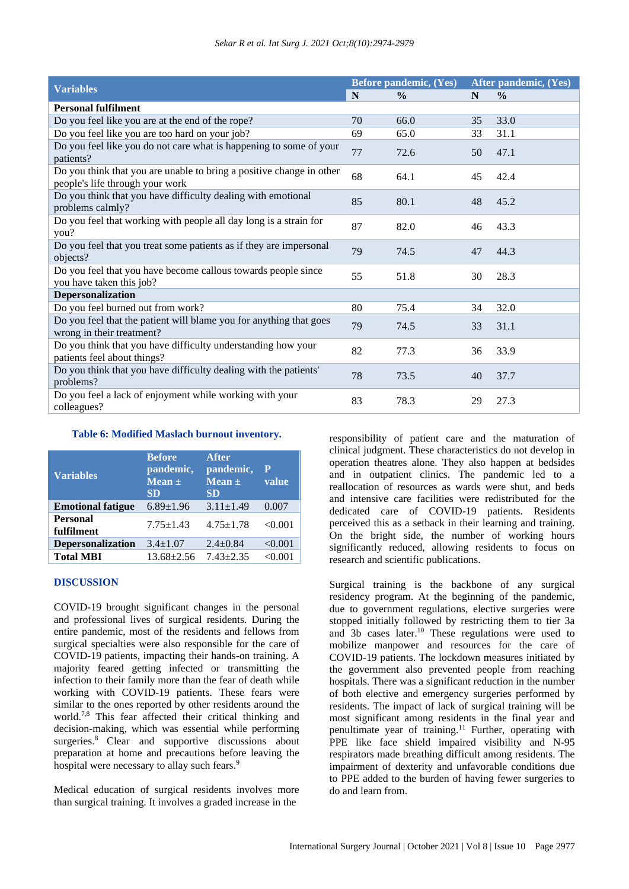| Variables | Before pandemic, (Yes) | | After pandemic, (Yes) | |
|---|---|---|---|---|
| | N | % | N | % |
| **Personal fulfilment** | | | | |
| Do you feel like you are at the end of the rope? | 70 | 66.0 | 35 | 33.0 |
| Do you feel like you are too hard on your job? | 69 | 65.0 | 33 | 31.1 |
| Do you feel like you do not care what is happening to some of your patients? | 77 | 72.6 | 50 | 47.1 |
| Do you think that you are unable to bring a positive change in other people's life through your work | 68 | 64.1 | 45 | 42.4 |
| Do you think that you have difficulty dealing with emotional problems calmly? | 85 | 80.1 | 48 | 45.2 |
| Do you feel that working with people all day long is a strain for you? | 87 | 82.0 | 46 | 43.3 |
| Do you feel that you treat some patients as if they are impersonal objects? | 79 | 74.5 | 47 | 44.3 |
| Do you feel that you have become callous towards people since you have taken this job? | 55 | 51.8 | 30 | 28.3 |
| **Depersonalization** | | | | |
| Do you feel burned out from work? | 80 | 75.4 | 34 | 32.0 |
| Do you feel that the patient will blame you for anything that goes wrong in their treatment? | 79 | 74.5 | 33 | 31.1 |
| Do you think that you have difficulty understanding how your patients feel about things? | 82 | 77.3 | 36 | 33.9 |
| Do you think that you have difficulty dealing with the patients' problems? | 78 | 73.5 | 40 | 37.7 |
| Do you feel a lack of enjoyment while working with your colleagues? | 83 | 78.3 | 29 | 27.3 |

**Table 6: Modified Maslach burnout inventory.**

| Variables | Before pandemic, Mean ± SD | After pandemic, Mean ± SD | P value |
|---|---|---|---|
| **Emotional fatigue** | 6.89±1.96 | 3.11±1.49 | 0.007 |
| **Personal fulfilment** | 7.75±1.43 | 4.75±1.78 | <0.001 |
| **Depersonalization** | 3.4±1.07 | 2.4±0.84 | <0.001 |
| **Total MBI** | 13.68±2.56 | 7.43±2.35 | <0.001 |

## DISCUSSION

COVID-19 brought significant changes in the personal and professional lives of surgical residents. During the entire pandemic, most of the residents and fellows from surgical specialties were also responsible for the care of COVID-19 patients, impacting their hands-on training. A majority feared getting infected or transmitting the infection to their family more than the fear of death while working with COVID-19 patients. These fears were similar to the ones reported by other residents around the world.[7,8] This fear affected their critical thinking and decision-making, which was essential while performing surgeries.[8] Clear and supportive discussions about preparation at home and precautions before leaving the hospital were necessary to allay such fears.[9]

Medical education of surgical residents involves more than surgical training. It involves a graded increase in the responsibility of patient care and the maturation of clinical judgment. These characteristics do not develop in operation theatres alone. They also happen at bedsides and in outpatient clinics. The pandemic led to a reallocation of resources as wards were shut, and beds and intensive care facilities were redistributed for the dedicated care of COVID-19 patients. Residents perceived this as a setback in their learning and training. On the bright side, the number of working hours significantly reduced, allowing residents to focus on research and scientific publications.

Surgical training is the backbone of any surgical residency program. At the beginning of the pandemic, due to government regulations, elective surgeries were stopped initially followed by restricting them to tier 3a and 3b cases later.[10] These regulations were used to mobilize manpower and resources for the care of COVID-19 patients. The lockdown measures initiated by the government also prevented people from reaching hospitals. There was a significant reduction in the number of both elective and emergency surgeries performed by residents. The impact of lack of surgical training will be most significant among residents in the final year and penultimate year of training.[11] Further, operating with PPE like face shield impaired visibility and N-95 respirators made breathing difficult among residents. The impairment of dexterity and unfavorable conditions due to PPE added to the burden of having fewer surgeries to do and learn from.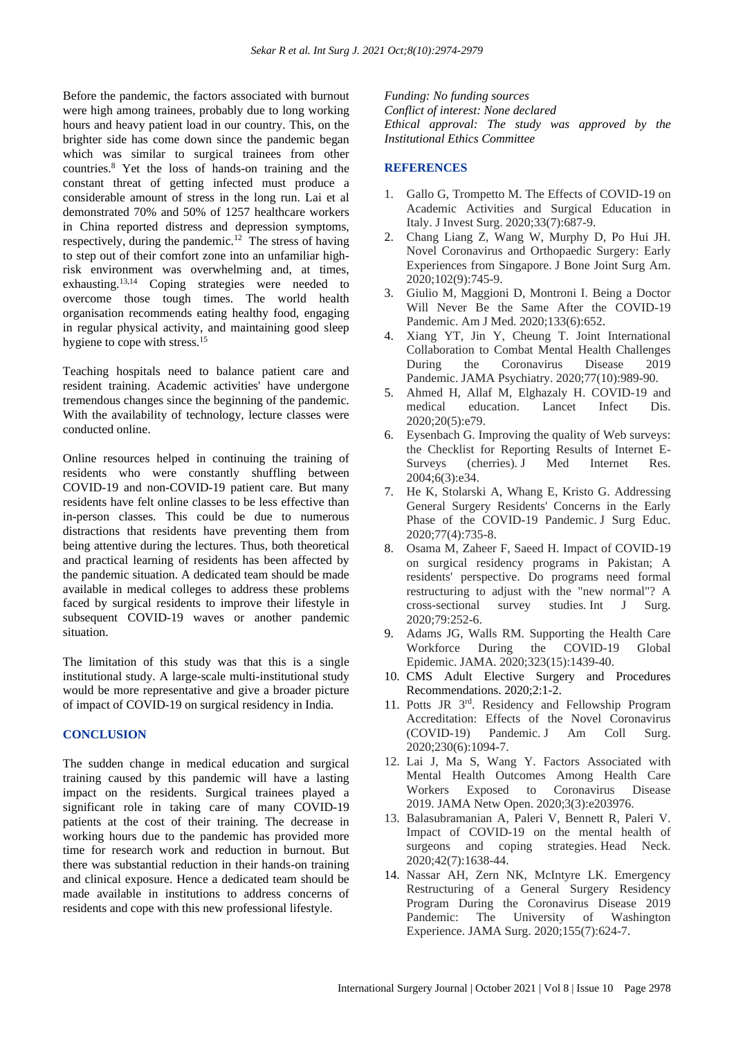Before the pandemic, the factors associated with burnout were high among trainees, probably due to long working hours and heavy patient load in our country. This, on the brighter side has come down since the pandemic began which was similar to surgical trainees from other countries.[8] Yet the loss of hands-on training and the constant threat of getting infected must produce a considerable amount of stress in the long run. Lai et al demonstrated 70% and 50% of 1257 healthcare workers in China reported distress and depression symptoms, respectively, during the pandemic.[12] The stress of having to step out of their comfort zone into an unfamiliar high-risk environment was overwhelming and, at times, exhausting.[13,14] Coping strategies were needed to overcome those tough times. The world health organisation recommends eating healthy food, engaging in regular physical activity, and maintaining good sleep hygiene to cope with stress.[15]

Teaching hospitals need to balance patient care and resident training. Academic activities' have undergone tremendous changes since the beginning of the pandemic. With the availability of technology, lecture classes were conducted online.

Online resources helped in continuing the training of residents who were constantly shuffling between COVID-19 and non-COVID-19 patient care. But many residents have felt online classes to be less effective than in-person classes. This could be due to numerous distractions that residents have preventing them from being attentive during the lectures. Thus, both theoretical and practical learning of residents has been affected by the pandemic situation. A dedicated team should be made available in medical colleges to address these problems faced by surgical residents to improve their lifestyle in subsequent COVID-19 waves or another pandemic situation.

The limitation of this study was that this is a single institutional study. A large-scale multi-institutional study would be more representative and give a broader picture of impact of COVID-19 on surgical residency in India.

## CONCLUSION

The sudden change in medical education and surgical training caused by this pandemic will have a lasting impact on the residents. Surgical trainees played a significant role in taking care of many COVID-19 patients at the cost of their training. The decrease in working hours due to the pandemic has provided more time for research work and reduction in burnout. But there was substantial reduction in their hands-on training and clinical exposure. Hence a dedicated team should be made available in institutions to address concerns of residents and cope with this new professional lifestyle.

*Funding: No funding sources*
*Conflict of interest: None declared*
*Ethical approval: The study was approved by the Institutional Ethics Committee*

## REFERENCES

1. Gallo G, Trompetto M. The Effects of COVID-19 on Academic Activities and Surgical Education in Italy. J Invest Surg. 2020;33(7):687-9.
2. Chang Liang Z, Wang W, Murphy D, Po Hui JH. Novel Coronavirus and Orthopaedic Surgery: Early Experiences from Singapore. J Bone Joint Surg Am. 2020;102(9):745-9.
3. Giulio M, Maggioni D, Montroni I. Being a Doctor Will Never Be the Same After the COVID-19 Pandemic. Am J Med. 2020;133(6):652.
4. Xiang YT, Jin Y, Cheung T. Joint International Collaboration to Combat Mental Health Challenges During the Coronavirus Disease 2019 Pandemic. JAMA Psychiatry. 2020;77(10):989-90.
5. Ahmed H, Allaf M, Elghazaly H. COVID-19 and medical education. Lancet Infect Dis. 2020;20(5):e79.
6. Eysenbach G. Improving the quality of Web surveys: the Checklist for Reporting Results of Internet E-Surveys (cherries). J Med Internet Res. 2004;6(3):e34.
7. He K, Stolarski A, Whang E, Kristo G. Addressing General Surgery Residents' Concerns in the Early Phase of the COVID-19 Pandemic. J Surg Educ. 2020;77(4):735-8.
8. Osama M, Zaheer F, Saeed H. Impact of COVID-19 on surgical residency programs in Pakistan; A residents' perspective. Do programs need formal restructuring to adjust with the "new normal"? A cross-sectional survey studies. Int J Surg. 2020;79:252-6.
9. Adams JG, Walls RM. Supporting the Health Care Workforce During the COVID-19 Global Epidemic. JAMA. 2020;323(15):1439-40.
10. CMS Adult Elective Surgery and Procedures Recommendations. 2020;2:1-2.
11. Potts JR 3rd. Residency and Fellowship Program Accreditation: Effects of the Novel Coronavirus (COVID-19) Pandemic. J Am Coll Surg. 2020;230(6):1094-7.
12. Lai J, Ma S, Wang Y. Factors Associated with Mental Health Outcomes Among Health Care Workers Exposed to Coronavirus Disease 2019. JAMA Netw Open. 2020;3(3):e203976.
13. Balasubramanian A, Paleri V, Bennett R, Paleri V. Impact of COVID-19 on the mental health of surgeons and coping strategies. Head Neck. 2020;42(7):1638-44.
14. Nassar AH, Zern NK, McIntyre LK. Emergency Restructuring of a General Surgery Residency Program During the Coronavirus Disease 2019 Pandemic: The University of Washington Experience. JAMA Surg. 2020;155(7):624-7.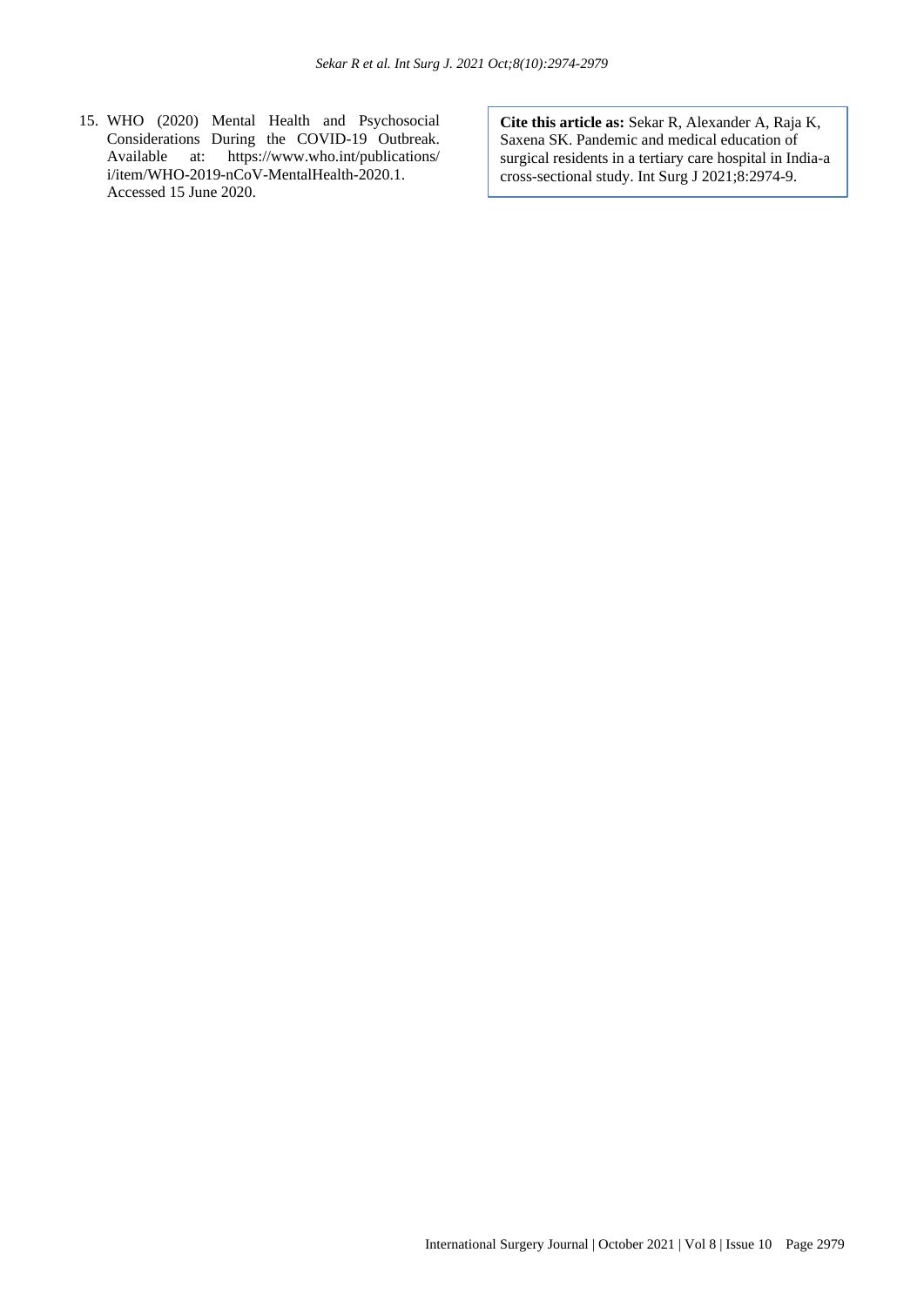15. WHO (2020) Mental Health and Psychosocial Considerations During the COVID-19 Outbreak. Available at: https://www.who.int/publications/i/item/WHO-2019-nCoV-MentalHealth-2020.1. Accessed 15 June 2020.

**Cite this article as:** Sekar R, Alexander A, Raja K, Saxena SK. Pandemic and medical education of surgical residents in a tertiary care hospital in India-a cross-sectional study. Int Surg J 2021;8:2974-9.